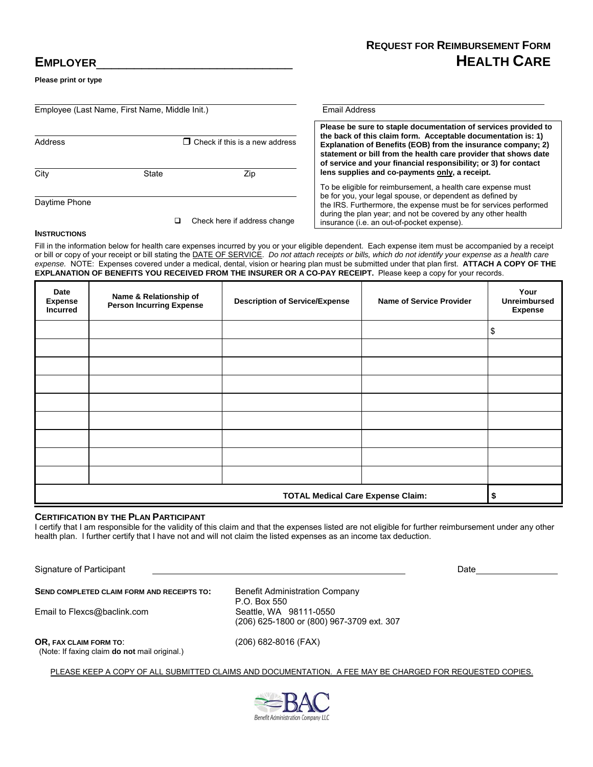# REQUEST FOR REIMBURSEMENT FORM
# HEALTH CARE

**EMPLOYER**________________________________

**Please print or type**

Employee (Last Name, First Name, Middle Init.) ________________________________

Email Address ________________________________

Address ________________________________ ☐ Check if this is a new address

City ____________ State ____________ Zip ____________

Daytime Phone ________________________________

☐ Check here if address change

**Please be sure to staple documentation of services provided to the back of this claim form. Acceptable documentation is: 1) Explanation of Benefits (EOB) from the insurance company; 2) statement or bill from the health care provider that shows date of service and your financial responsibility; or 3) for contact lens supplies and co-payments only, a receipt.**

To be eligible for reimbursement, a health care expense must be for you, your legal spouse, or dependent as defined by the IRS. Furthermore, the expense must be for services performed during the plan year; and not be covered by any other health insurance (i.e. an out-of-pocket expense).

**INSTRUCTIONS**

Fill in the information below for health care expenses incurred by you or your eligible dependent. Each expense item must be accompanied by a receipt or bill or copy of your receipt or bill stating the DATE OF SERVICE. *Do not attach receipts or bills, which do not identify your expense as a health care expense.* NOTE: Expenses covered under a medical, dental, vision or hearing plan must be submitted under that plan first. **ATTACH A COPY OF THE EXPLANATION OF BENEFITS YOU RECEIVED FROM THE INSURER OR A CO-PAY RECEIPT.** Please keep a copy for your records.

| Date Expense Incurred | Name & Relationship of Person Incurring Expense | Description of Service/Expense | Name of Service Provider | Your Unreimbursed Expense |
|---|---|---|---|---|
| | | | | $ |
| | | | | |
| | | | | |
| | | | | |
| | | | | |
| | | | | |
| | | | | |
| | | | | |
| | | | | |
| | | | **TOTAL Medical Care Expense Claim:** | $ |

**CERTIFICATION BY THE PLAN PARTICIPANT**

I certify that I am responsible for the validity of this claim and that the expenses listed are not eligible for further reimbursement under any other health plan. I further certify that I have not and will not claim the listed expenses as an income tax deduction.

Signature of Participant ________________________________ Date ____________

**SEND COMPLETED CLAIM FORM AND RECEIPTS TO:**

Benefit Administration Company
P.O. Box 550
Seattle, WA 98111-0550
(206) 625-1800 or (800) 967-3709 ext. 307

Email to Flexcs@baclink.com

**OR, FAX CLAIM FORM TO**:
(Note: If faxing claim **do not** mail original.)

(206) 682-8016 (FAX)

PLEASE KEEP A COPY OF ALL SUBMITTED CLAIMS AND DOCUMENTATION. A FEE MAY BE CHARGED FOR REQUESTED COPIES.

BAC
Benefit Administration Company LLC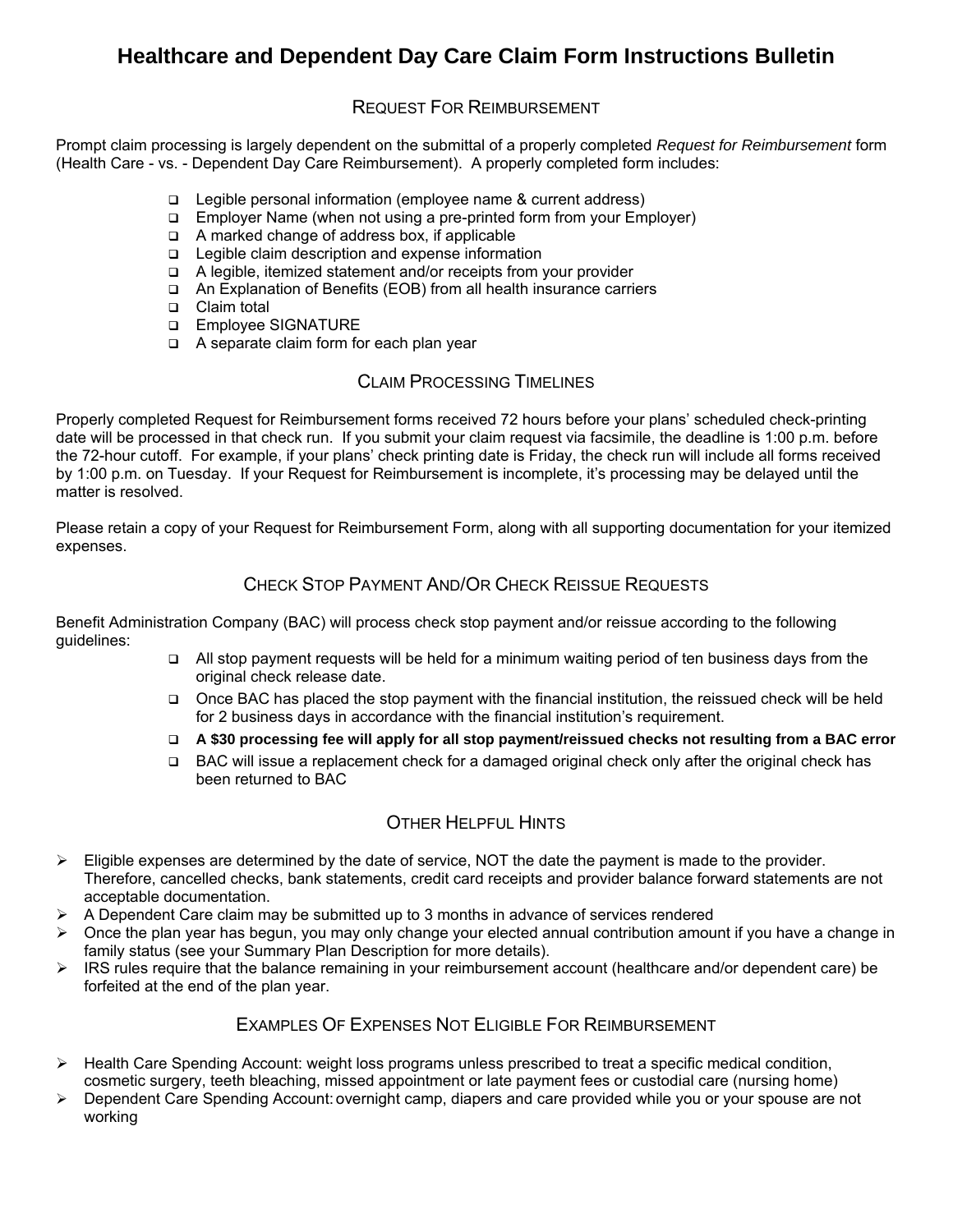# Healthcare and Dependent Day Care Claim Form Instructions Bulletin

## Request For Reimbursement

Prompt claim processing is largely dependent on the submittal of a properly completed *Request for Reimbursement* form (Health Care - vs. - Dependent Day Care Reimbursement). A properly completed form includes:

- Legible personal information (employee name & current address)
- Employer Name (when not using a pre-printed form from your Employer)
- A marked change of address box, if applicable
- Legible claim description and expense information
- A legible, itemized statement and/or receipts from your provider
- An Explanation of Benefits (EOB) from all health insurance carriers
- Claim total
- Employee SIGNATURE
- A separate claim form for each plan year

## Claim Processing Timelines

Properly completed Request for Reimbursement forms received 72 hours before your plans' scheduled check-printing date will be processed in that check run. If you submit your claim request via facsimile, the deadline is 1:00 p.m. before the 72-hour cutoff. For example, if your plans' check printing date is Friday, the check run will include all forms received by 1:00 p.m. on Tuesday. If your Request for Reimbursement is incomplete, it's processing may be delayed until the matter is resolved.

Please retain a copy of your Request for Reimbursement Form, along with all supporting documentation for your itemized expenses.

## Check Stop Payment And/Or Check Reissue Requests

Benefit Administration Company (BAC) will process check stop payment and/or reissue according to the following guidelines:

- All stop payment requests will be held for a minimum waiting period of ten business days from the original check release date.
- Once BAC has placed the stop payment with the financial institution, the reissued check will be held for 2 business days in accordance with the financial institution's requirement.
- **A $30 processing fee will apply for all stop payment/reissued checks not resulting from a BAC error**
- BAC will issue a replacement check for a damaged original check only after the original check has been returned to BAC

## Other Helpful Hints

- Eligible expenses are determined by the date of service, NOT the date the payment is made to the provider. Therefore, cancelled checks, bank statements, credit card receipts and provider balance forward statements are not acceptable documentation.
- A Dependent Care claim may be submitted up to 3 months in advance of services rendered
- Once the plan year has begun, you may only change your elected annual contribution amount if you have a change in family status (see your Summary Plan Description for more details).
- IRS rules require that the balance remaining in your reimbursement account (healthcare and/or dependent care) be forfeited at the end of the plan year.

## Examples Of Expenses Not Eligible For Reimbursement

- Health Care Spending Account: weight loss programs unless prescribed to treat a specific medical condition, cosmetic surgery, teeth bleaching, missed appointment or late payment fees or custodial care (nursing home)
- Dependent Care Spending Account: overnight camp, diapers and care provided while you or your spouse are not working